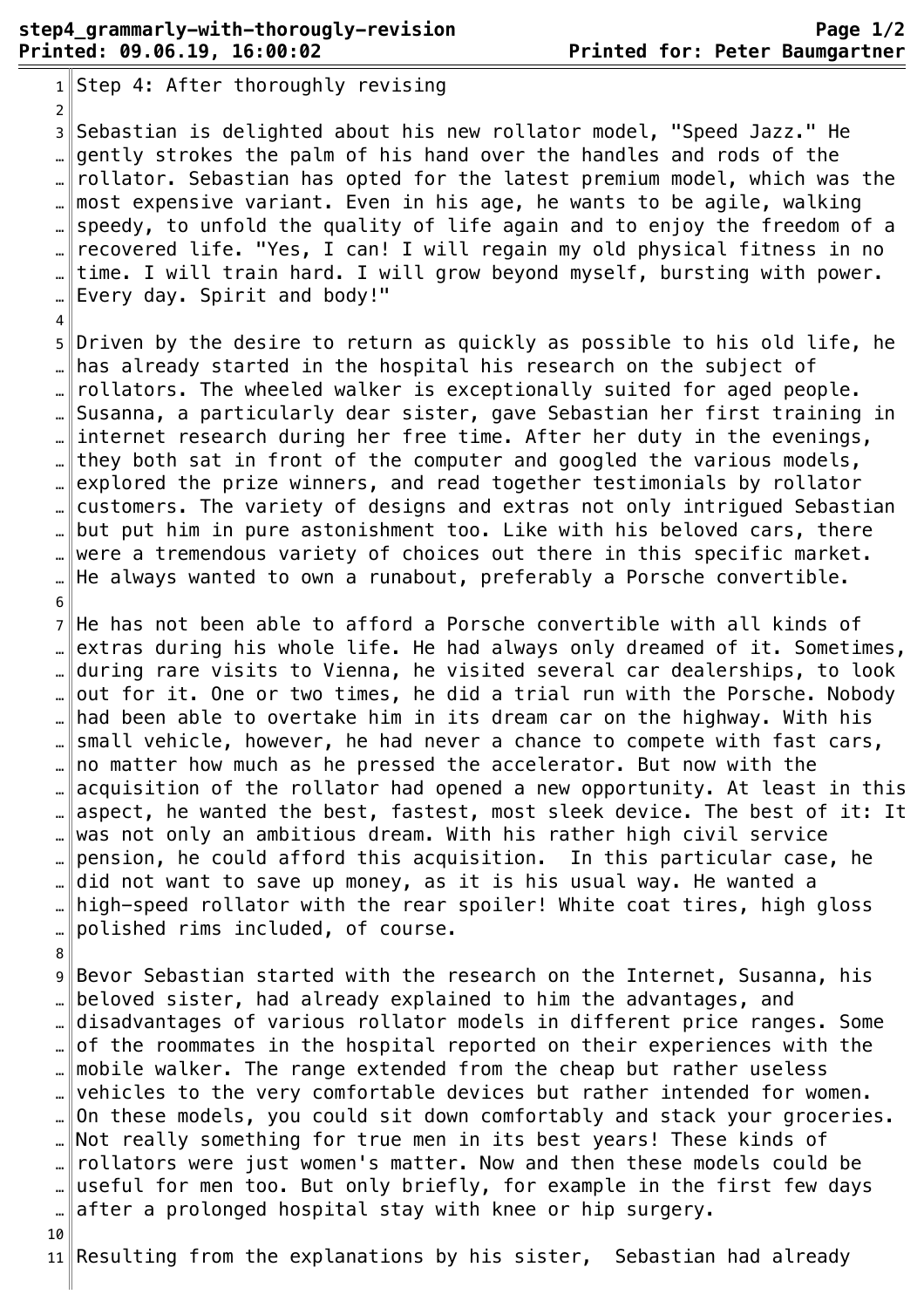Step 4: After thoroughly revising

Sebastian is delighted about his new rollator model, "Speed Jazz." He gently strokes the palm of his hand over the handles and rods of the rollator. Sebastian has opted for the latest premium model, which was the most expensive variant. Even in his age, he wants to be agile, walking speedy, to unfold the quality of life again and to enjoy the freedom of a recovered life. "Yes, I can! I will regain my old physical fitness in no time. I will train hard. I will grow beyond myself, bursting with power. Every day. Spirit and body!"

Driven by the desire to return as quickly as possible to his old life, he has already started in the hospital his research on the subject of rollators. The wheeled walker is exceptionally suited for aged people. Susanna, a particularly dear sister, gave Sebastian her first training in internet research during her free time. After her duty in the evenings, they both sat in front of the computer and googled the various models, explored the prize winners, and read together testimonials by rollator customers. The variety of designs and extras not only intrigued Sebastian but put him in pure astonishment too. Like with his beloved cars, there were a tremendous variety of choices out there in this specific market. He always wanted to own a runabout, preferably a Porsche convertible.

He has not been able to afford a Porsche convertible with all kinds of extras during his whole life. He had always only dreamed of it. Sometimes, during rare visits to Vienna, he visited several car dealerships, to look out for it. One or two times, he did a trial run with the Porsche. Nobody had been able to overtake him in its dream car on the highway. With his small vehicle, however, he had never a chance to compete with fast cars, no matter how much as he pressed the accelerator. But now with the acquisition of the rollator had opened a new opportunity. At least in this aspect, he wanted the best, fastest, most sleek device. The best of it: It was not only an ambitious dream. With his rather high civil service pension, he could afford this acquisition.  In this particular case, he did not want to save up money, as it is his usual way. He wanted a high-speed rollator with the rear spoiler! White coat tires, high gloss polished rims included, of course.

Bevor Sebastian started with the research on the Internet, Susanna, his beloved sister, had already explained to him the advantages, and disadvantages of various rollator models in different price ranges. Some of the roommates in the hospital reported on their experiences with the mobile walker. The range extended from the cheap but rather useless vehicles to the very comfortable devices but rather intended for women. On these models, you could sit down comfortably and stack your groceries. Not really something for true men in its best years! These kinds of rollators were just women's matter. Now and then these models could be useful for men too. But only briefly, for example in the first few days after a prolonged hospital stay with knee or hip surgery.

Resulting from the explanations by his sister,  Sebastian had already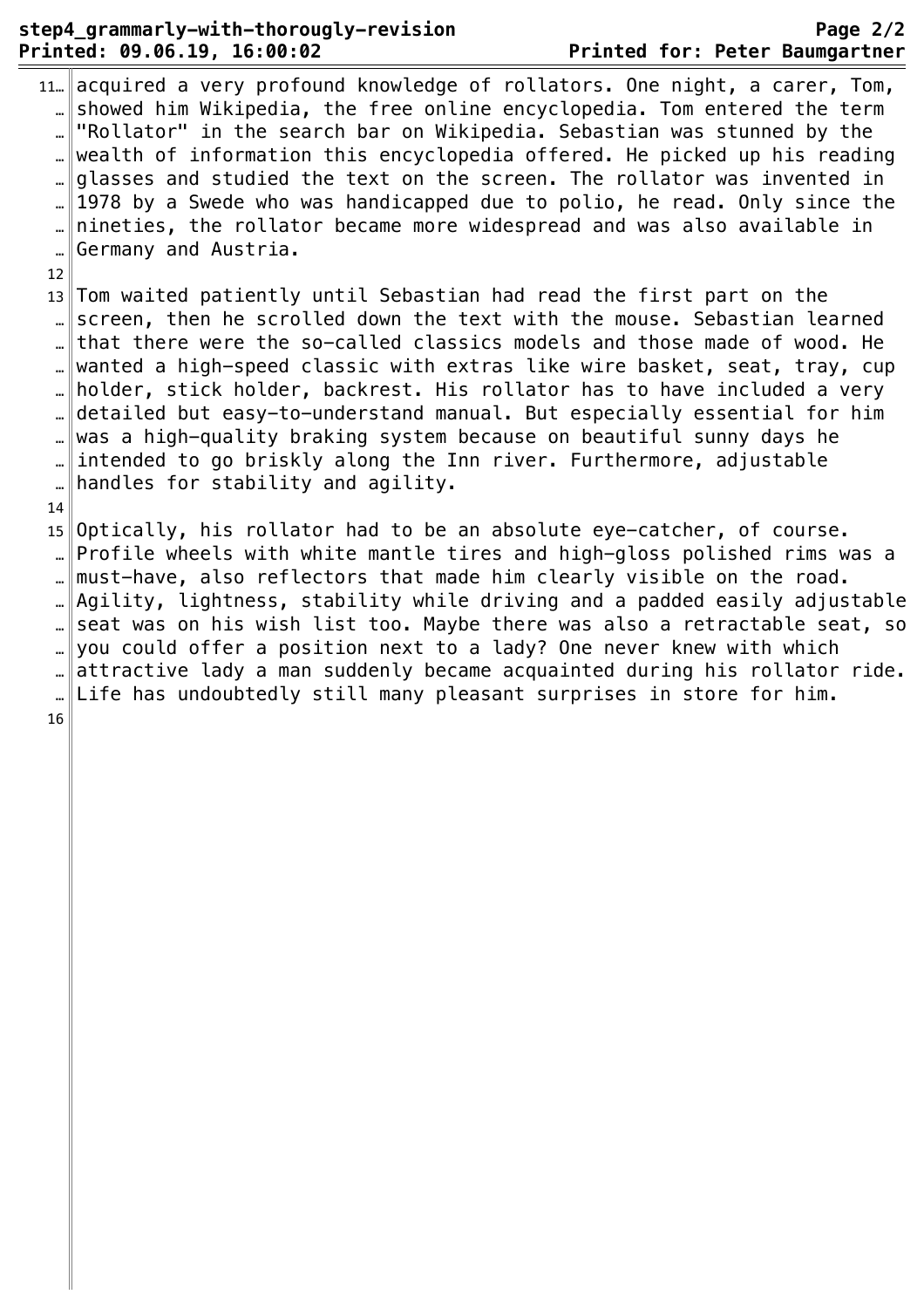acquired a very profound knowledge of rollators. One night, a carer, Tom, showed him Wikipedia, the free online encyclopedia. Tom entered the term "Rollator" in the search bar on Wikipedia. Sebastian was stunned by the wealth of information this encyclopedia offered. He picked up his reading glasses and studied the text on the screen. The rollator was invented in 1978 by a Swede who was handicapped due to polio, he read. Only since the nineties, the rollator became more widespread and was also available in Germany and Austria.

Tom waited patiently until Sebastian had read the first part on the screen, then he scrolled down the text with the mouse. Sebastian learned that there were the so-called classics models and those made of wood. He wanted a high-speed classic with extras like wire basket, seat, tray, cup holder, stick holder, backrest. His rollator has to have included a very detailed but easy-to-understand manual. But especially essential for him was a high-quality braking system because on beautiful sunny days he intended to go briskly along the Inn river. Furthermore, adjustable handles for stability and agility.

Optically, his rollator had to be an absolute eye-catcher, of course. Profile wheels with white mantle tires and high-gloss polished rims was a must-have, also reflectors that made him clearly visible on the road. Agility, lightness, stability while driving and a padded easily adjustable seat was on his wish list too. Maybe there was also a retractable seat, so you could offer a position next to a lady? One never knew with which attractive lady a man suddenly became acquainted during his rollator ride. Life has undoubtedly still many pleasant surprises in store for him.